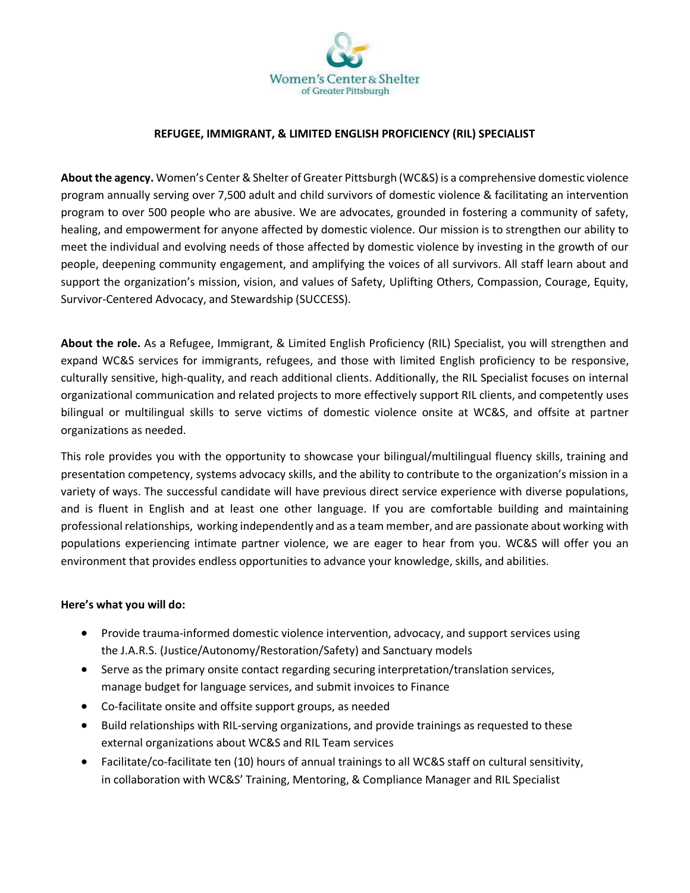Women's Center & Shelter of Greater Pittsburgh

# REFUGEE, IMMIGRANT, & LIMITED ENGLISH PROFICIENCY (RIL) SPECIALIST

**About the agency.** Women's Center & Shelter of Greater Pittsburgh (WC&S) is a comprehensive domestic violence program annually serving over 7,500 adult and child survivors of domestic violence & facilitating an intervention program to over 500 people who are abusive. We are advocates, grounded in fostering a community of safety, healing, and empowerment for anyone affected by domestic violence. Our mission is to strengthen our ability to meet the individual and evolving needs of those affected by domestic violence by investing in the growth of our people, deepening community engagement, and amplifying the voices of all survivors. All staff learn about and support the organization's mission, vision, and values of Safety, Uplifting Others, Compassion, Courage, Equity, Survivor-Centered Advocacy, and Stewardship (SUCCESS).

**About the role.** As a Refugee, Immigrant, & Limited English Proficiency (RIL) Specialist, you will strengthen and expand WC&S services for immigrants, refugees, and those with limited English proficiency to be responsive, culturally sensitive, high-quality, and reach additional clients. Additionally, the RIL Specialist focuses on internal organizational communication and related projects to more effectively support RIL clients, and competently uses bilingual or multilingual skills to serve victims of domestic violence onsite at WC&S, and offsite at partner organizations as needed.

This role provides you with the opportunity to showcase your bilingual/multilingual fluency skills, training and presentation competency, systems advocacy skills, and the ability to contribute to the organization's mission in a variety of ways. The successful candidate will have previous direct service experience with diverse populations, and is fluent in English and at least one other language. If you are comfortable building and maintaining professional relationships, working independently and as a team member, and are passionate about working with populations experiencing intimate partner violence, we are eager to hear from you. WC&S will offer you an environment that provides endless opportunities to advance your knowledge, skills, and abilities.

**Here's what you will do:**

- Provide trauma-informed domestic violence intervention, advocacy, and support services using the J.A.R.S. (Justice/Autonomy/Restoration/Safety) and Sanctuary models
- Serve as the primary onsite contact regarding securing interpretation/translation services, manage budget for language services, and submit invoices to Finance
- Co-facilitate onsite and offsite support groups, as needed
- Build relationships with RIL-serving organizations, and provide trainings as requested to these external organizations about WC&S and RIL Team services
- Facilitate/co-facilitate ten (10) hours of annual trainings to all WC&S staff on cultural sensitivity, in collaboration with WC&S' Training, Mentoring, & Compliance Manager and RIL Specialist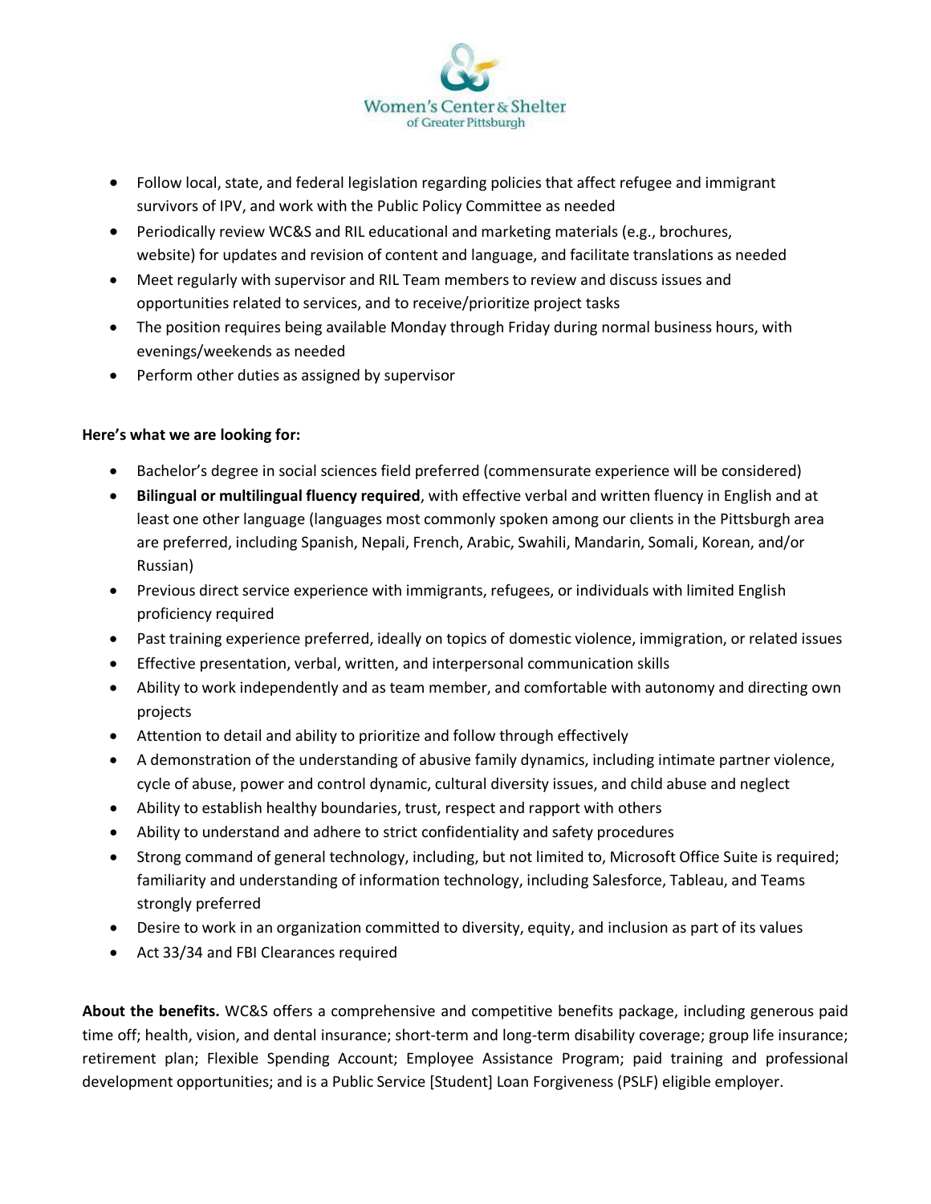- Follow local, state, and federal legislation regarding policies that affect refugee and immigrant survivors of IPV, and work with the Public Policy Committee as needed
- Periodically review WC&S and RIL educational and marketing materials (e.g., brochures, website) for updates and revision of content and language, and facilitate translations as needed
- Meet regularly with supervisor and RIL Team members to review and discuss issues and opportunities related to services, and to receive/prioritize project tasks
- The position requires being available Monday through Friday during normal business hours, with evenings/weekends as needed
- Perform other duties as assigned by supervisor

**Here's what we are looking for:**

- Bachelor's degree in social sciences field preferred (commensurate experience will be considered)
- **Bilingual or multilingual fluency required**, with effective verbal and written fluency in English and at least one other language (languages most commonly spoken among our clients in the Pittsburgh area are preferred, including Spanish, Nepali, French, Arabic, Swahili, Mandarin, Somali, Korean, and/or Russian)
- Previous direct service experience with immigrants, refugees, or individuals with limited English proficiency required
- Past training experience preferred, ideally on topics of domestic violence, immigration, or related issues
- Effective presentation, verbal, written, and interpersonal communication skills
- Ability to work independently and as team member, and comfortable with autonomy and directing own projects
- Attention to detail and ability to prioritize and follow through effectively
- A demonstration of the understanding of abusive family dynamics, including intimate partner violence, cycle of abuse, power and control dynamic, cultural diversity issues, and child abuse and neglect
- Ability to establish healthy boundaries, trust, respect and rapport with others
- Ability to understand and adhere to strict confidentiality and safety procedures
- Strong command of general technology, including, but not limited to, Microsoft Office Suite is required; familiarity and understanding of information technology, including Salesforce, Tableau, and Teams strongly preferred
- Desire to work in an organization committed to diversity, equity, and inclusion as part of its values
- Act 33/34 and FBI Clearances required

**About the benefits.** WC&S offers a comprehensive and competitive benefits package, including generous paid time off; health, vision, and dental insurance; short-term and long-term disability coverage; group life insurance; retirement plan; Flexible Spending Account; Employee Assistance Program; paid training and professional development opportunities; and is a Public Service [Student] Loan Forgiveness (PSLF) eligible employer.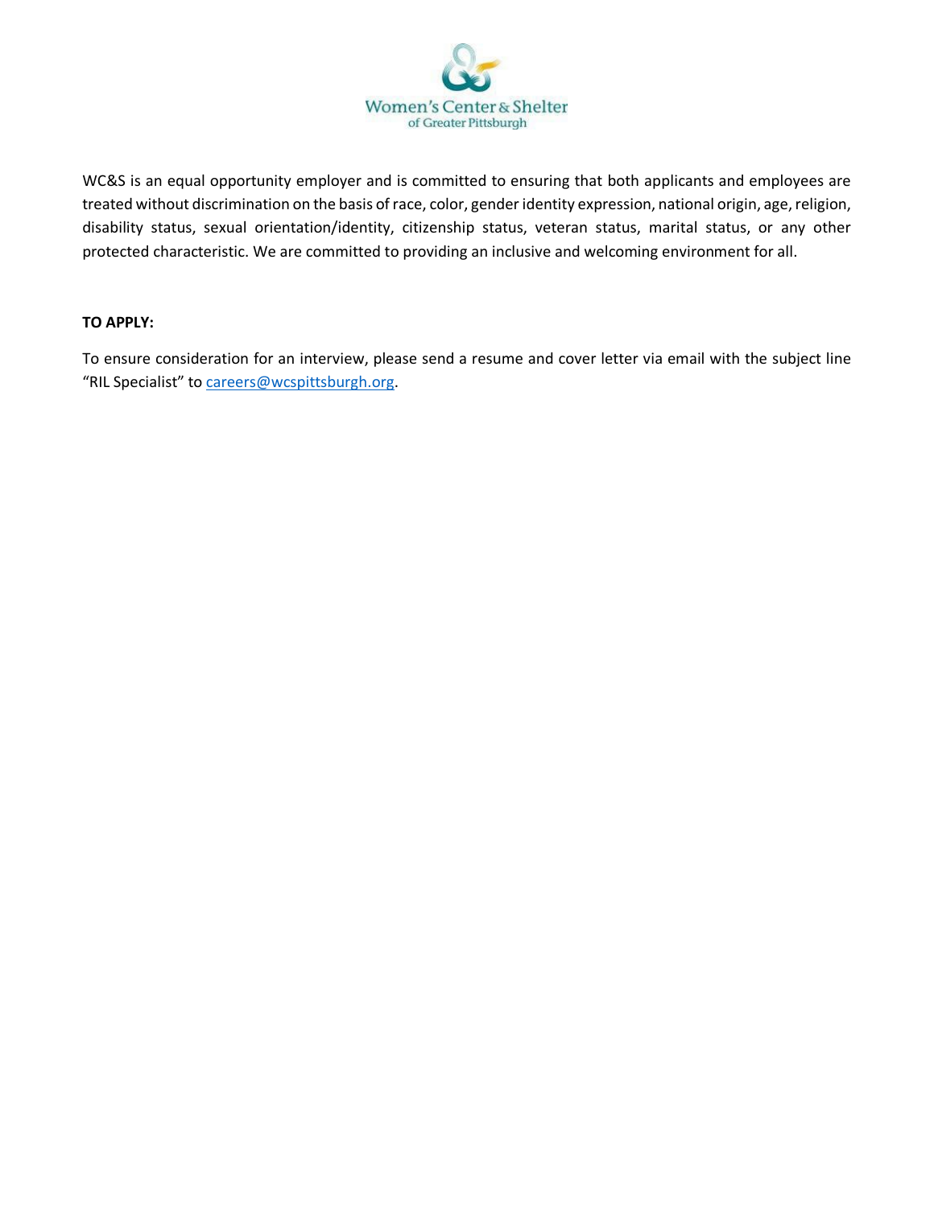Women's Center & Shelter of Greater Pittsburgh

WC&S is an equal opportunity employer and is committed to ensuring that both applicants and employees are treated without discrimination on the basis of race, color, gender identity expression, national origin, age, religion, disability status, sexual orientation/identity, citizenship status, veteran status, marital status, or any other protected characteristic. We are committed to providing an inclusive and welcoming environment for all.

**TO APPLY:**

To ensure consideration for an interview, please send a resume and cover letter via email with the subject line "RIL Specialist" to careers@wcspittsburgh.org.